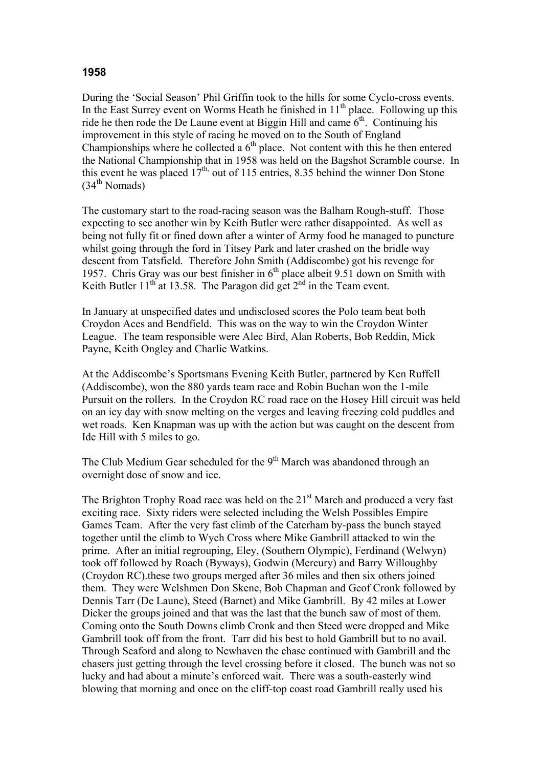## 1958

During the 'Social Season' Phil Griffin took to the hills for some Cyclo-cross events. In the East Surrey event on Worms Heath he finished in 11th place. Following up this ride he then rode the De Laune event at Biggin Hill and came 6th. Continuing his improvement in this style of racing he moved on to the South of England Championships where he collected a 6th place. Not content with this he then entered the National Championship that in 1958 was held on the Bagshot Scramble course. In this event he was placed 17th, out of 115 entries, 8.35 behind the winner Don Stone (34th Nomads)

The customary start to the road-racing season was the Balham Rough-stuff. Those expecting to see another win by Keith Butler were rather disappointed. As well as being not fully fit or fined down after a winter of Army food he managed to puncture whilst going through the ford in Titsey Park and later crashed on the bridle way descent from Tatsfield. Therefore John Smith (Addiscombe) got his revenge for 1957. Chris Gray was our best finisher in 6th place albeit 9.51 down on Smith with Keith Butler 11th at 13.58. The Paragon did get 2nd in the Team event.

In January at unspecified dates and undisclosed scores the Polo team beat both Croydon Aces and Bendfield. This was on the way to win the Croydon Winter League. The team responsible were Alec Bird, Alan Roberts, Bob Reddin, Mick Payne, Keith Ongley and Charlie Watkins.

At the Addiscombe's Sportsmans Evening Keith Butler, partnered by Ken Ruffell (Addiscombe), won the 880 yards team race and Robin Buchan won the 1-mile Pursuit on the rollers. In the Croydon RC road race on the Hosey Hill circuit was held on an icy day with snow melting on the verges and leaving freezing cold puddles and wet roads. Ken Knapman was up with the action but was caught on the descent from Ide Hill with 5 miles to go.

The Club Medium Gear scheduled for the 9th March was abandoned through an overnight dose of snow and ice.

The Brighton Trophy Road race was held on the 21st March and produced a very fast exciting race. Sixty riders were selected including the Welsh Possibles Empire Games Team. After the very fast climb of the Caterham by-pass the bunch stayed together until the climb to Wych Cross where Mike Gambrill attacked to win the prime. After an initial regrouping, Eley, (Southern Olympic), Ferdinand (Welwyn) took off followed by Roach (Byways), Godwin (Mercury) and Barry Willoughby (Croydon RC).these two groups merged after 36 miles and then six others joined them. They were Welshmen Don Skene, Bob Chapman and Geof Cronk followed by Dennis Tarr (De Laune), Steed (Barnet) and Mike Gambrill. By 42 miles at Lower Dicker the groups joined and that was the last that the bunch saw of most of them. Coming onto the South Downs climb Cronk and then Steed were dropped and Mike Gambrill took off from the front. Tarr did his best to hold Gambrill but to no avail. Through Seaford and along to Newhaven the chase continued with Gambrill and the chasers just getting through the level crossing before it closed. The bunch was not so lucky and had about a minute's enforced wait. There was a south-easterly wind blowing that morning and once on the cliff-top coast road Gambrill really used his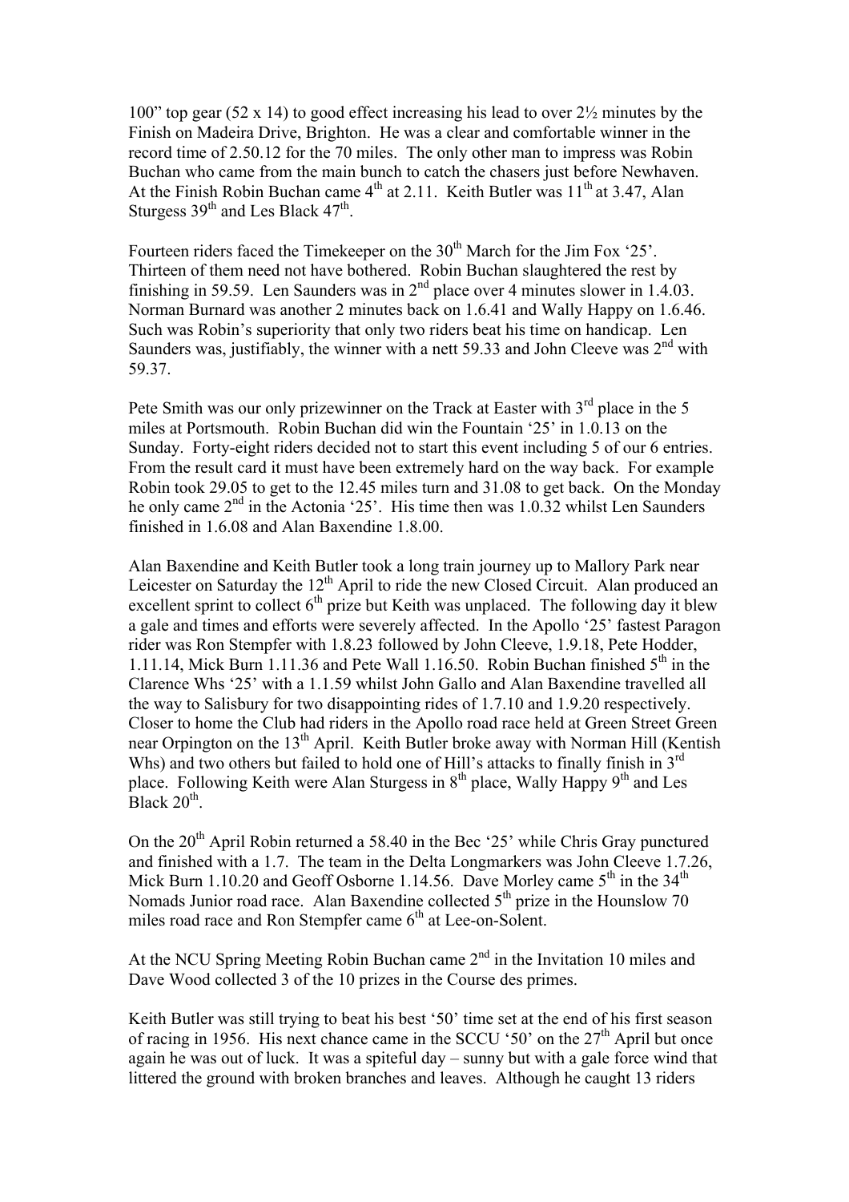100" top gear (52 x 14) to good effect increasing his lead to over 2½ minutes by the Finish on Madeira Drive, Brighton. He was a clear and comfortable winner in the record time of 2.50.12 for the 70 miles. The only other man to impress was Robin Buchan who came from the main bunch to catch the chasers just before Newhaven. At the Finish Robin Buchan came 4th at 2.11. Keith Butler was 11th at 3.47, Alan Sturgess 39th and Les Black 47th.

Fourteen riders faced the Timekeeper on the 30th March for the Jim Fox '25'. Thirteen of them need not have bothered. Robin Buchan slaughtered the rest by finishing in 59.59. Len Saunders was in 2nd place over 4 minutes slower in 1.4.03. Norman Burnard was another 2 minutes back on 1.6.41 and Wally Happy on 1.6.46. Such was Robin's superiority that only two riders beat his time on handicap. Len Saunders was, justifiably, the winner with a nett 59.33 and John Cleeve was 2nd with 59.37.

Pete Smith was our only prizewinner on the Track at Easter with 3rd place in the 5 miles at Portsmouth. Robin Buchan did win the Fountain '25' in 1.0.13 on the Sunday. Forty-eight riders decided not to start this event including 5 of our 6 entries. From the result card it must have been extremely hard on the way back. For example Robin took 29.05 to get to the 12.45 miles turn and 31.08 to get back. On the Monday he only came 2nd in the Actonia '25'. His time then was 1.0.32 whilst Len Saunders finished in 1.6.08 and Alan Baxendine 1.8.00.

Alan Baxendine and Keith Butler took a long train journey up to Mallory Park near Leicester on Saturday the 12th April to ride the new Closed Circuit. Alan produced an excellent sprint to collect 6th prize but Keith was unplaced. The following day it blew a gale and times and efforts were severely affected. In the Apollo '25' fastest Paragon rider was Ron Stempfer with 1.8.23 followed by John Cleeve, 1.9.18, Pete Hodder, 1.11.14, Mick Burn 1.11.36 and Pete Wall 1.16.50. Robin Buchan finished 5th in the Clarence Whs '25' with a 1.1.59 whilst John Gallo and Alan Baxendine travelled all the way to Salisbury for two disappointing rides of 1.7.10 and 1.9.20 respectively. Closer to home the Club had riders in the Apollo road race held at Green Street Green near Orpington on the 13th April. Keith Butler broke away with Norman Hill (Kentish Whs) and two others but failed to hold one of Hill's attacks to finally finish in 3rd place. Following Keith were Alan Sturgess in 8th place, Wally Happy 9th and Les Black 20th.

On the 20th April Robin returned a 58.40 in the Bec '25' while Chris Gray punctured and finished with a 1.7. The team in the Delta Longmarkers was John Cleeve 1.7.26, Mick Burn 1.10.20 and Geoff Osborne 1.14.56. Dave Morley came 5th in the 34th Nomads Junior road race. Alan Baxendine collected 5th prize in the Hounslow 70 miles road race and Ron Stempfer came 6th at Lee-on-Solent.

At the NCU Spring Meeting Robin Buchan came 2nd in the Invitation 10 miles and Dave Wood collected 3 of the 10 prizes in the Course des primes.

Keith Butler was still trying to beat his best '50' time set at the end of his first season of racing in 1956. His next chance came in the SCCU '50' on the 27th April but once again he was out of luck. It was a spiteful day – sunny but with a gale force wind that littered the ground with broken branches and leaves. Although he caught 13 riders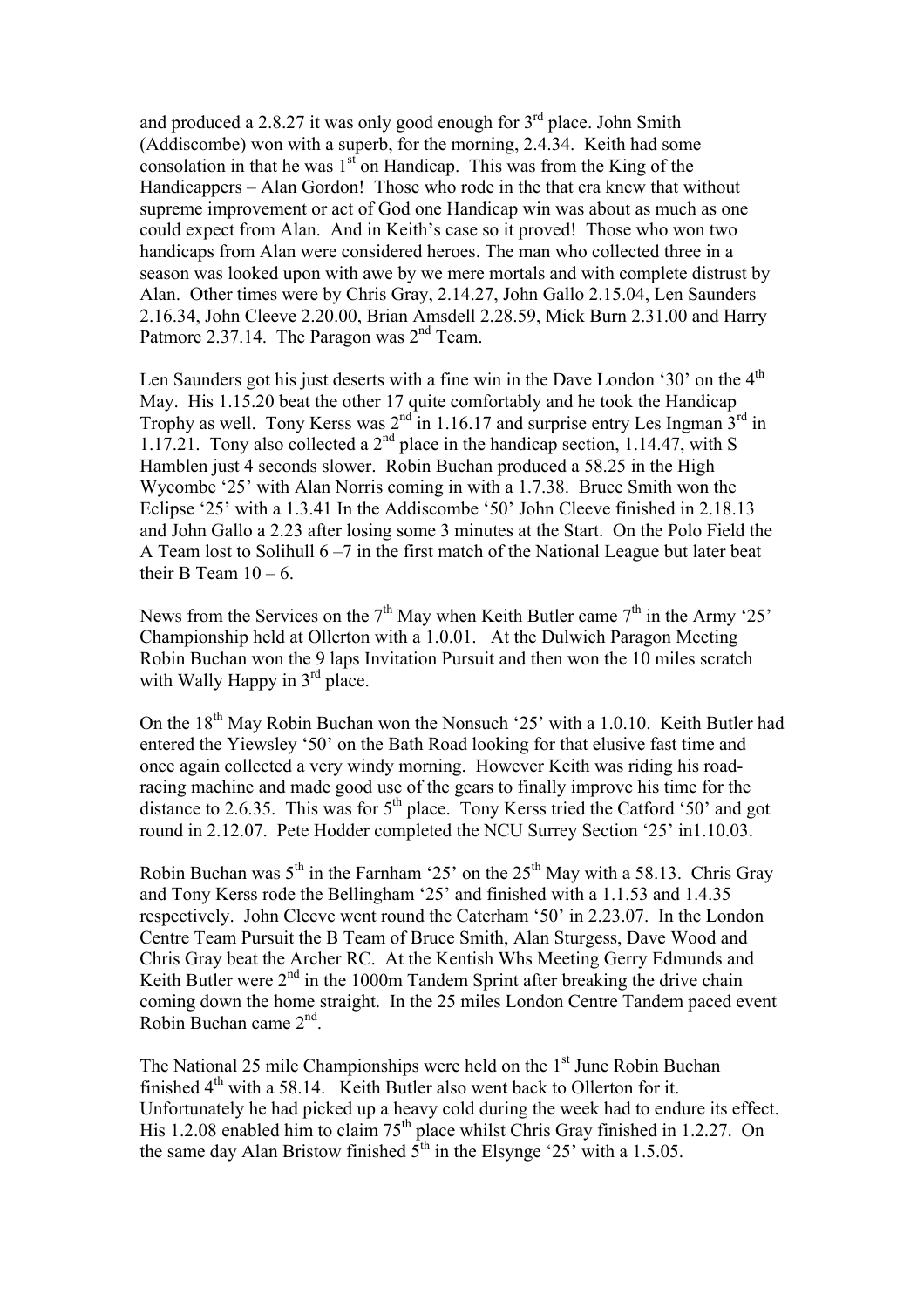and produced a 2.8.27 it was only good enough for 3rd place. John Smith (Addiscombe) won with a superb, for the morning, 2.4.34. Keith had some consolation in that he was 1st on Handicap. This was from the King of the Handicappers – Alan Gordon! Those who rode in the that era knew that without supreme improvement or act of God one Handicap win was about as much as one could expect from Alan. And in Keith's case so it proved! Those who won two handicaps from Alan were considered heroes. The man who collected three in a season was looked upon with awe by we mere mortals and with complete distrust by Alan. Other times were by Chris Gray, 2.14.27, John Gallo 2.15.04, Len Saunders 2.16.34, John Cleeve 2.20.00, Brian Amsdell 2.28.59, Mick Burn 2.31.00 and Harry Patmore 2.37.14. The Paragon was 2nd Team.

Len Saunders got his just deserts with a fine win in the Dave London '30' on the 4th May. His 1.15.20 beat the other 17 quite comfortably and he took the Handicap Trophy as well. Tony Kerss was 2nd in 1.16.17 and surprise entry Les Ingman 3rd in 1.17.21. Tony also collected a 2nd place in the handicap section, 1.14.47, with S Hamblen just 4 seconds slower. Robin Buchan produced a 58.25 in the High Wycombe '25' with Alan Norris coming in with a 1.7.38. Bruce Smith won the Eclipse '25' with a 1.3.41 In the Addiscombe '50' John Cleeve finished in 2.18.13 and John Gallo a 2.23 after losing some 3 minutes at the Start. On the Polo Field the A Team lost to Solihull 6 –7 in the first match of the National League but later beat their B Team 10 – 6.

News from the Services on the 7th May when Keith Butler came 7th in the Army '25' Championship held at Ollerton with a 1.0.01. At the Dulwich Paragon Meeting Robin Buchan won the 9 laps Invitation Pursuit and then won the 10 miles scratch with Wally Happy in 3rd place.

On the 18th May Robin Buchan won the Nonsuch '25' with a 1.0.10. Keith Butler had entered the Yiewsley '50' on the Bath Road looking for that elusive fast time and once again collected a very windy morning. However Keith was riding his road-racing machine and made good use of the gears to finally improve his time for the distance to 2.6.35. This was for 5th place. Tony Kerss tried the Catford '50' and got round in 2.12.07. Pete Hodder completed the NCU Surrey Section '25' in1.10.03.

Robin Buchan was 5th in the Farnham '25' on the 25th May with a 58.13. Chris Gray and Tony Kerss rode the Bellingham '25' and finished with a 1.1.53 and 1.4.35 respectively. John Cleeve went round the Caterham '50' in 2.23.07. In the London Centre Team Pursuit the B Team of Bruce Smith, Alan Sturgess, Dave Wood and Chris Gray beat the Archer RC. At the Kentish Whs Meeting Gerry Edmunds and Keith Butler were 2nd in the 1000m Tandem Sprint after breaking the drive chain coming down the home straight. In the 25 miles London Centre Tandem paced event Robin Buchan came 2nd.

The National 25 mile Championships were held on the 1st June Robin Buchan finished 4th with a 58.14. Keith Butler also went back to Ollerton for it. Unfortunately he had picked up a heavy cold during the week had to endure its effect. His 1.2.08 enabled him to claim 75th place whilst Chris Gray finished in 1.2.27. On the same day Alan Bristow finished 5th in the Elsynge '25' with a 1.5.05.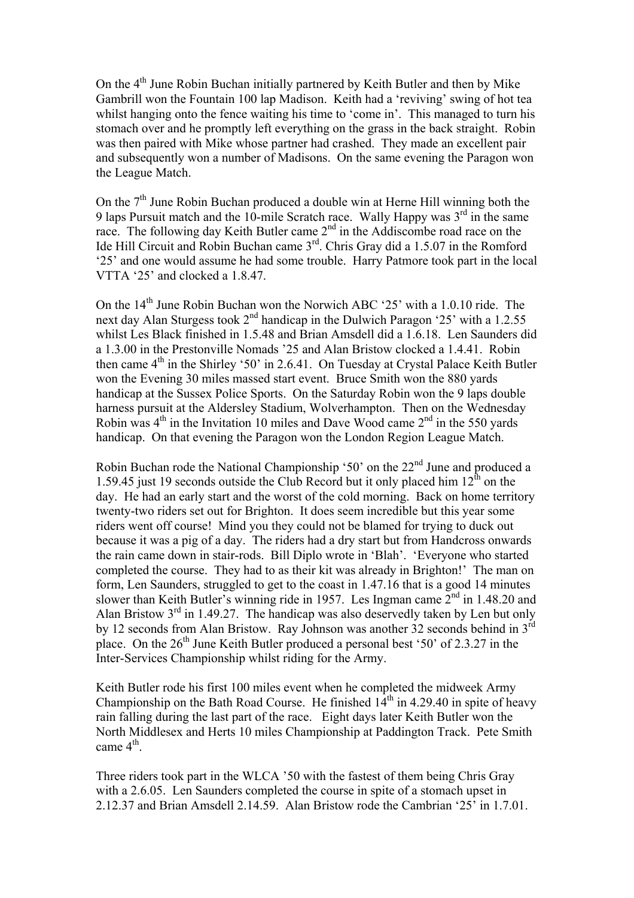On the 4th June Robin Buchan initially partnered by Keith Butler and then by Mike Gambrill won the Fountain 100 lap Madison. Keith had a 'reviving' swing of hot tea whilst hanging onto the fence waiting his time to 'come in'. This managed to turn his stomach over and he promptly left everything on the grass in the back straight. Robin was then paired with Mike whose partner had crashed. They made an excellent pair and subsequently won a number of Madisons. On the same evening the Paragon won the League Match.

On the 7th June Robin Buchan produced a double win at Herne Hill winning both the 9 laps Pursuit match and the 10-mile Scratch race. Wally Happy was 3rd in the same race. The following day Keith Butler came 2nd in the Addiscombe road race on the Ide Hill Circuit and Robin Buchan came 3rd. Chris Gray did a 1.5.07 in the Romford '25' and one would assume he had some trouble. Harry Patmore took part in the local VTTA '25' and clocked a 1.8.47.

On the 14th June Robin Buchan won the Norwich ABC '25' with a 1.0.10 ride. The next day Alan Sturgess took 2nd handicap in the Dulwich Paragon '25' with a 1.2.55 whilst Les Black finished in 1.5.48 and Brian Amsdell did a 1.6.18. Len Saunders did a 1.3.00 in the Prestonville Nomads '25 and Alan Bristow clocked a 1.4.41. Robin then came 4th in the Shirley '50' in 2.6.41. On Tuesday at Crystal Palace Keith Butler won the Evening 30 miles massed start event. Bruce Smith won the 880 yards handicap at the Sussex Police Sports. On the Saturday Robin won the 9 laps double harness pursuit at the Aldersley Stadium, Wolverhampton. Then on the Wednesday Robin was 4th in the Invitation 10 miles and Dave Wood came 2nd in the 550 yards handicap. On that evening the Paragon won the London Region League Match.

Robin Buchan rode the National Championship '50' on the 22nd June and produced a 1.59.45 just 19 seconds outside the Club Record but it only placed him 12th on the day. He had an early start and the worst of the cold morning. Back on home territory twenty-two riders set out for Brighton. It does seem incredible but this year some riders went off course! Mind you they could not be blamed for trying to duck out because it was a pig of a day. The riders had a dry start but from Handcross onwards the rain came down in stair-rods. Bill Diplo wrote in 'Blah'. 'Everyone who started completed the course. They had to as their kit was already in Brighton!' The man on form, Len Saunders, struggled to get to the coast in 1.47.16 that is a good 14 minutes slower than Keith Butler's winning ride in 1957. Les Ingman came 2nd in 1.48.20 and Alan Bristow 3rd in 1.49.27. The handicap was also deservedly taken by Len but only by 12 seconds from Alan Bristow. Ray Johnson was another 32 seconds behind in 3rd place. On the 26th June Keith Butler produced a personal best '50' of 2.3.27 in the Inter-Services Championship whilst riding for the Army.

Keith Butler rode his first 100 miles event when he completed the midweek Army Championship on the Bath Road Course. He finished 14th in 4.29.40 in spite of heavy rain falling during the last part of the race. Eight days later Keith Butler won the North Middlesex and Herts 10 miles Championship at Paddington Track. Pete Smith came 4th.

Three riders took part in the WLCA '50 with the fastest of them being Chris Gray with a 2.6.05. Len Saunders completed the course in spite of a stomach upset in 2.12.37 and Brian Amsdell 2.14.59. Alan Bristow rode the Cambrian '25' in 1.7.01.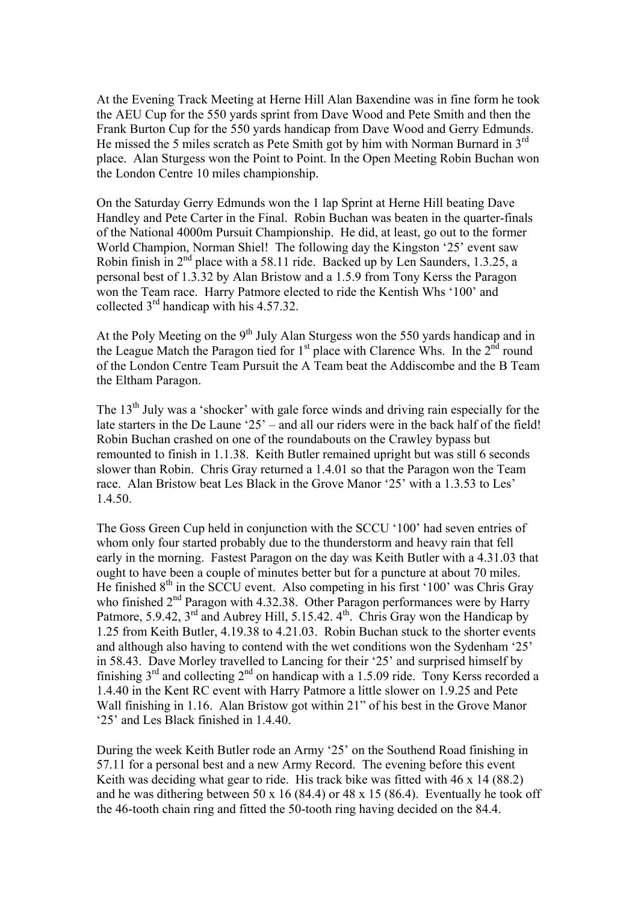At the Evening Track Meeting at Herne Hill Alan Baxendine was in fine form he took the AEU Cup for the 550 yards sprint from Dave Wood and Pete Smith and then the Frank Burton Cup for the 550 yards handicap from Dave Wood and Gerry Edmunds. He missed the 5 miles scratch as Pete Smith got by him with Norman Burnard in 3rd place. Alan Sturgess won the Point to Point. In the Open Meeting Robin Buchan won the London Centre 10 miles championship.

On the Saturday Gerry Edmunds won the 1 lap Sprint at Herne Hill beating Dave Handley and Pete Carter in the Final. Robin Buchan was beaten in the quarter-finals of the National 4000m Pursuit Championship. He did, at least, go out to the former World Champion, Norman Shiel! The following day the Kingston '25' event saw Robin finish in 2nd place with a 58.11 ride. Backed up by Len Saunders, 1.3.25, a personal best of 1.3.32 by Alan Bristow and a 1.5.9 from Tony Kerss the Paragon won the Team race. Harry Patmore elected to ride the Kentish Whs '100' and collected 3rd handicap with his 4.57.32.

At the Poly Meeting on the 9th July Alan Sturgess won the 550 yards handicap and in the League Match the Paragon tied for 1st place with Clarence Whs. In the 2nd round of the London Centre Team Pursuit the A Team beat the Addiscombe and the B Team the Eltham Paragon.

The 13th July was a 'shocker' with gale force winds and driving rain especially for the late starters in the De Laune '25' – and all our riders were in the back half of the field! Robin Buchan crashed on one of the roundabouts on the Crawley bypass but remounted to finish in 1.1.38. Keith Butler remained upright but was still 6 seconds slower than Robin. Chris Gray returned a 1.4.01 so that the Paragon won the Team race. Alan Bristow beat Les Black in the Grove Manor '25' with a 1.3.53 to Les' 1.4.50.

The Goss Green Cup held in conjunction with the SCCU '100' had seven entries of whom only four started probably due to the thunderstorm and heavy rain that fell early in the morning. Fastest Paragon on the day was Keith Butler with a 4.31.03 that ought to have been a couple of minutes better but for a puncture at about 70 miles. He finished 8th in the SCCU event. Also competing in his first '100' was Chris Gray who finished 2nd Paragon with 4.32.38. Other Paragon performances were by Harry Patmore, 5.9.42, 3rd and Aubrey Hill, 5.15.42. 4th. Chris Gray won the Handicap by 1.25 from Keith Butler, 4.19.38 to 4.21.03. Robin Buchan stuck to the shorter events and although also having to contend with the wet conditions won the Sydenham '25' in 58.43. Dave Morley travelled to Lancing for their '25' and surprised himself by finishing 3rd and collecting 2nd on handicap with a 1.5.09 ride. Tony Kerss recorded a 1.4.40 in the Kent RC event with Harry Patmore a little slower on 1.9.25 and Pete Wall finishing in 1.16. Alan Bristow got within 21" of his best in the Grove Manor '25' and Les Black finished in 1.4.40.

During the week Keith Butler rode an Army '25' on the Southend Road finishing in 57.11 for a personal best and a new Army Record. The evening before this event Keith was deciding what gear to ride. His track bike was fitted with 46 x 14 (88.2) and he was dithering between 50 x 16 (84.4) or 48 x 15 (86.4). Eventually he took off the 46-tooth chain ring and fitted the 50-tooth ring having decided on the 84.4.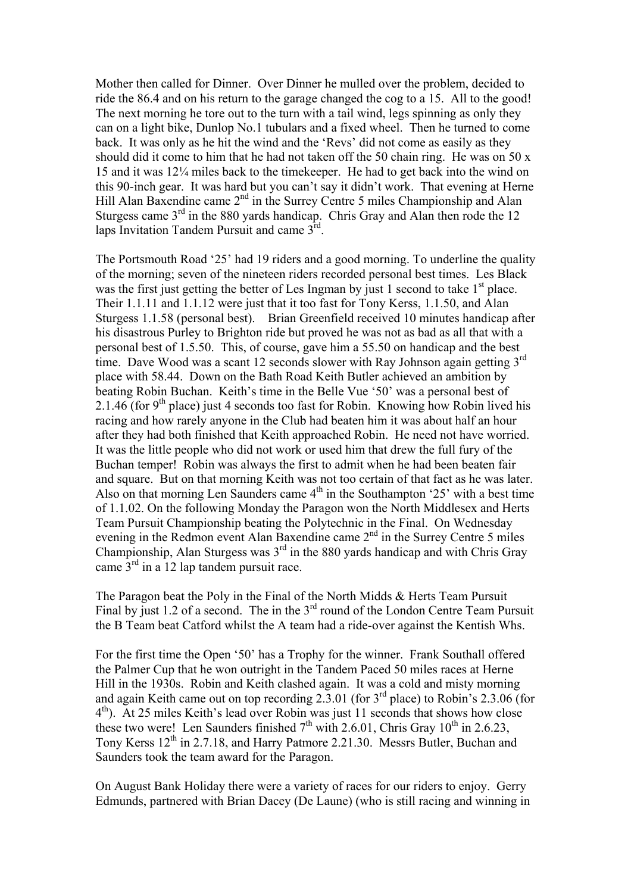Mother then called for Dinner. Over Dinner he mulled over the problem, decided to ride the 86.4 and on his return to the garage changed the cog to a 15. All to the good! The next morning he tore out to the turn with a tail wind, legs spinning as only they can on a light bike, Dunlop No.1 tubulars and a fixed wheel. Then he turned to come back. It was only as he hit the wind and the 'Revs' did not come as easily as they should did it come to him that he had not taken off the 50 chain ring. He was on 50 x 15 and it was 12¼ miles back to the timekeeper. He had to get back into the wind on this 90-inch gear. It was hard but you can't say it didn't work. That evening at Herne Hill Alan Baxendine came 2nd in the Surrey Centre 5 miles Championship and Alan Sturgess came 3rd in the 880 yards handicap. Chris Gray and Alan then rode the 12 laps Invitation Tandem Pursuit and came 3rd.

The Portsmouth Road '25' had 19 riders and a good morning. To underline the quality of the morning; seven of the nineteen riders recorded personal best times. Les Black was the first just getting the better of Les Ingman by just 1 second to take 1st place. Their 1.1.11 and 1.1.12 were just that it too fast for Tony Kerss, 1.1.50, and Alan Sturgess 1.1.58 (personal best). Brian Greenfield received 10 minutes handicap after his disastrous Purley to Brighton ride but proved he was not as bad as all that with a personal best of 1.5.50. This, of course, gave him a 55.50 on handicap and the best time. Dave Wood was a scant 12 seconds slower with Ray Johnson again getting 3rd place with 58.44. Down on the Bath Road Keith Butler achieved an ambition by beating Robin Buchan. Keith's time in the Belle Vue '50' was a personal best of 2.1.46 (for 9th place) just 4 seconds too fast for Robin. Knowing how Robin lived his racing and how rarely anyone in the Club had beaten him it was about half an hour after they had both finished that Keith approached Robin. He need not have worried. It was the little people who did not work or used him that drew the full fury of the Buchan temper! Robin was always the first to admit when he had been beaten fair and square. But on that morning Keith was not too certain of that fact as he was later. Also on that morning Len Saunders came 4th in the Southampton '25' with a best time of 1.1.02. On the following Monday the Paragon won the North Middlesex and Herts Team Pursuit Championship beating the Polytechnic in the Final. On Wednesday evening in the Redmon event Alan Baxendine came 2nd in the Surrey Centre 5 miles Championship, Alan Sturgess was 3rd in the 880 yards handicap and with Chris Gray came 3rd in a 12 lap tandem pursuit race.

The Paragon beat the Poly in the Final of the North Midds & Herts Team Pursuit Final by just 1.2 of a second. The in the 3rd round of the London Centre Team Pursuit the B Team beat Catford whilst the A team had a ride-over against the Kentish Whs.

For the first time the Open '50' has a Trophy for the winner. Frank Southall offered the Palmer Cup that he won outright in the Tandem Paced 50 miles races at Herne Hill in the 1930s. Robin and Keith clashed again. It was a cold and misty morning and again Keith came out on top recording 2.3.01 (for 3rd place) to Robin's 2.3.06 (for 4th). At 25 miles Keith's lead over Robin was just 11 seconds that shows how close these two were! Len Saunders finished 7th with 2.6.01, Chris Gray 10th in 2.6.23, Tony Kerss 12th in 2.7.18, and Harry Patmore 2.21.30. Messrs Butler, Buchan and Saunders took the team award for the Paragon.

On August Bank Holiday there were a variety of races for our riders to enjoy. Gerry Edmunds, partnered with Brian Dacey (De Laune) (who is still racing and winning in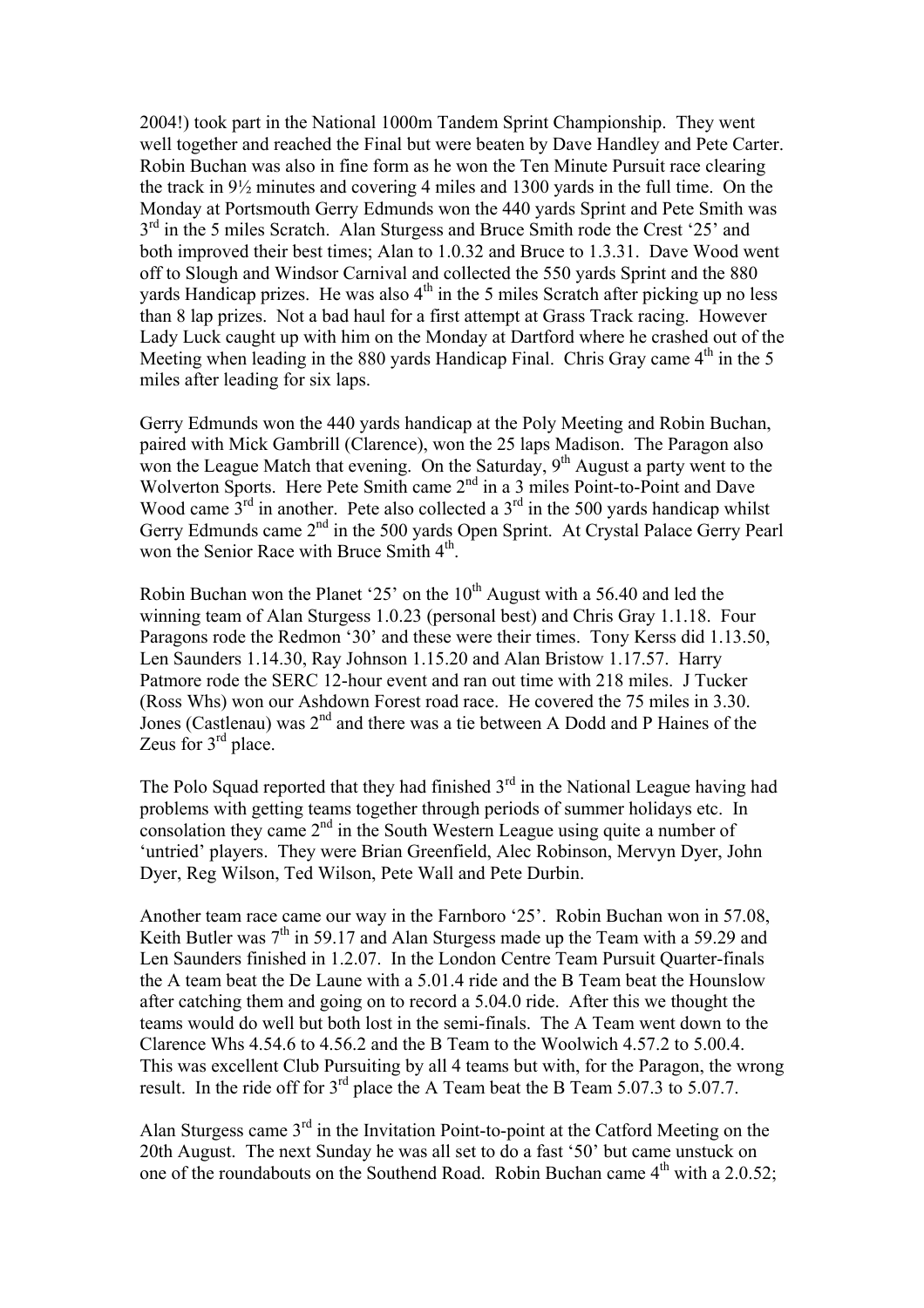2004!) took part in the National 1000m Tandem Sprint Championship. They went well together and reached the Final but were beaten by Dave Handley and Pete Carter. Robin Buchan was also in fine form as he won the Ten Minute Pursuit race clearing the track in 9½ minutes and covering 4 miles and 1300 yards in the full time. On the Monday at Portsmouth Gerry Edmunds won the 440 yards Sprint and Pete Smith was 3rd in the 5 miles Scratch. Alan Sturgess and Bruce Smith rode the Crest '25' and both improved their best times; Alan to 1.0.32 and Bruce to 1.3.31. Dave Wood went off to Slough and Windsor Carnival and collected the 550 yards Sprint and the 880 yards Handicap prizes. He was also 4th in the 5 miles Scratch after picking up no less than 8 lap prizes. Not a bad haul for a first attempt at Grass Track racing. However Lady Luck caught up with him on the Monday at Dartford where he crashed out of the Meeting when leading in the 880 yards Handicap Final. Chris Gray came 4th in the 5 miles after leading for six laps.

Gerry Edmunds won the 440 yards handicap at the Poly Meeting and Robin Buchan, paired with Mick Gambrill (Clarence), won the 25 laps Madison. The Paragon also won the League Match that evening. On the Saturday, 9th August a party went to the Wolverton Sports. Here Pete Smith came 2nd in a 3 miles Point-to-Point and Dave Wood came 3rd in another. Pete also collected a 3rd in the 500 yards handicap whilst Gerry Edmunds came 2nd in the 500 yards Open Sprint. At Crystal Palace Gerry Pearl won the Senior Race with Bruce Smith 4th.

Robin Buchan won the Planet '25' on the 10th August with a 56.40 and led the winning team of Alan Sturgess 1.0.23 (personal best) and Chris Gray 1.1.18. Four Paragons rode the Redmon '30' and these were their times. Tony Kerss did 1.13.50, Len Saunders 1.14.30, Ray Johnson 1.15.20 and Alan Bristow 1.17.57. Harry Patmore rode the SERC 12-hour event and ran out time with 218 miles. J Tucker (Ross Whs) won our Ashdown Forest road race. He covered the 75 miles in 3.30. Jones (Castlenau) was 2nd and there was a tie between A Dodd and P Haines of the Zeus for 3rd place.

The Polo Squad reported that they had finished 3rd in the National League having had problems with getting teams together through periods of summer holidays etc. In consolation they came 2nd in the South Western League using quite a number of 'untried' players. They were Brian Greenfield, Alec Robinson, Mervyn Dyer, John Dyer, Reg Wilson, Ted Wilson, Pete Wall and Pete Durbin.

Another team race came our way in the Farnboro '25'. Robin Buchan won in 57.08, Keith Butler was 7th in 59.17 and Alan Sturgess made up the Team with a 59.29 and Len Saunders finished in 1.2.07. In the London Centre Team Pursuit Quarter-finals the A team beat the De Laune with a 5.01.4 ride and the B Team beat the Hounslow after catching them and going on to record a 5.04.0 ride. After this we thought the teams would do well but both lost in the semi-finals. The A Team went down to the Clarence Whs 4.54.6 to 4.56.2 and the B Team to the Woolwich 4.57.2 to 5.00.4. This was excellent Club Pursuiting by all 4 teams but with, for the Paragon, the wrong result. In the ride off for 3rd place the A Team beat the B Team 5.07.3 to 5.07.7.

Alan Sturgess came 3rd in the Invitation Point-to-point at the Catford Meeting on the 20th August. The next Sunday he was all set to do a fast '50' but came unstuck on one of the roundabouts on the Southend Road. Robin Buchan came 4th with a 2.0.52;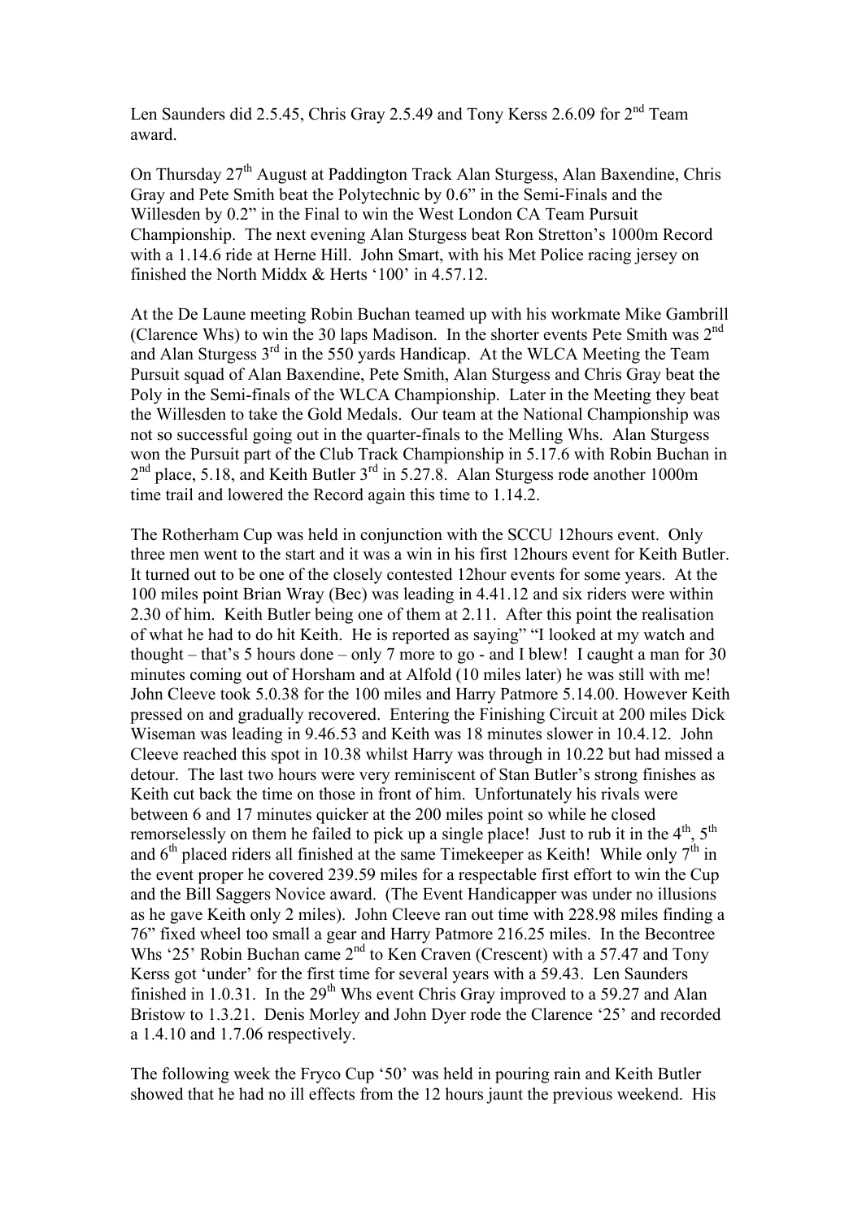Len Saunders did 2.5.45, Chris Gray 2.5.49 and Tony Kerss 2.6.09 for 2nd Team award.

On Thursday 27th August at Paddington Track Alan Sturgess, Alan Baxendine, Chris Gray and Pete Smith beat the Polytechnic by 0.6" in the Semi-Finals and the Willesden by 0.2" in the Final to win the West London CA Team Pursuit Championship. The next evening Alan Sturgess beat Ron Stretton's 1000m Record with a 1.14.6 ride at Herne Hill. John Smart, with his Met Police racing jersey on finished the North Middx & Herts '100' in 4.57.12.

At the De Laune meeting Robin Buchan teamed up with his workmate Mike Gambrill (Clarence Whs) to win the 30 laps Madison. In the shorter events Pete Smith was 2nd and Alan Sturgess 3rd in the 550 yards Handicap. At the WLCA Meeting the Team Pursuit squad of Alan Baxendine, Pete Smith, Alan Sturgess and Chris Gray beat the Poly in the Semi-finals of the WLCA Championship. Later in the Meeting they beat the Willesden to take the Gold Medals. Our team at the National Championship was not so successful going out in the quarter-finals to the Melling Whs. Alan Sturgess won the Pursuit part of the Club Track Championship in 5.17.6 with Robin Buchan in 2nd place, 5.18, and Keith Butler 3rd in 5.27.8. Alan Sturgess rode another 1000m time trail and lowered the Record again this time to 1.14.2.

The Rotherham Cup was held in conjunction with the SCCU 12hours event. Only three men went to the start and it was a win in his first 12hours event for Keith Butler. It turned out to be one of the closely contested 12hour events for some years. At the 100 miles point Brian Wray (Bec) was leading in 4.41.12 and six riders were within 2.30 of him. Keith Butler being one of them at 2.11. After this point the realisation of what he had to do hit Keith. He is reported as saying" "I looked at my watch and thought – that's 5 hours done – only 7 more to go - and I blew! I caught a man for 30 minutes coming out of Horsham and at Alfold (10 miles later) he was still with me! John Cleeve took 5.0.38 for the 100 miles and Harry Patmore 5.14.00. However Keith pressed on and gradually recovered. Entering the Finishing Circuit at 200 miles Dick Wiseman was leading in 9.46.53 and Keith was 18 minutes slower in 10.4.12. John Cleeve reached this spot in 10.38 whilst Harry was through in 10.22 but had missed a detour. The last two hours were very reminiscent of Stan Butler's strong finishes as Keith cut back the time on those in front of him. Unfortunately his rivals were between 6 and 17 minutes quicker at the 200 miles point so while he closed remorselessly on them he failed to pick up a single place! Just to rub it in the 4th, 5th and 6th placed riders all finished at the same Timekeeper as Keith! While only 7th in the event proper he covered 239.59 miles for a respectable first effort to win the Cup and the Bill Saggers Novice award. (The Event Handicapper was under no illusions as he gave Keith only 2 miles). John Cleeve ran out time with 228.98 miles finding a 76" fixed wheel too small a gear and Harry Patmore 216.25 miles. In the Becontree Whs '25' Robin Buchan came 2nd to Ken Craven (Crescent) with a 57.47 and Tony Kerss got 'under' for the first time for several years with a 59.43. Len Saunders finished in 1.0.31. In the 29th Whs event Chris Gray improved to a 59.27 and Alan Bristow to 1.3.21. Denis Morley and John Dyer rode the Clarence '25' and recorded a 1.4.10 and 1.7.06 respectively.

The following week the Fryco Cup '50' was held in pouring rain and Keith Butler showed that he had no ill effects from the 12 hours jaunt the previous weekend. His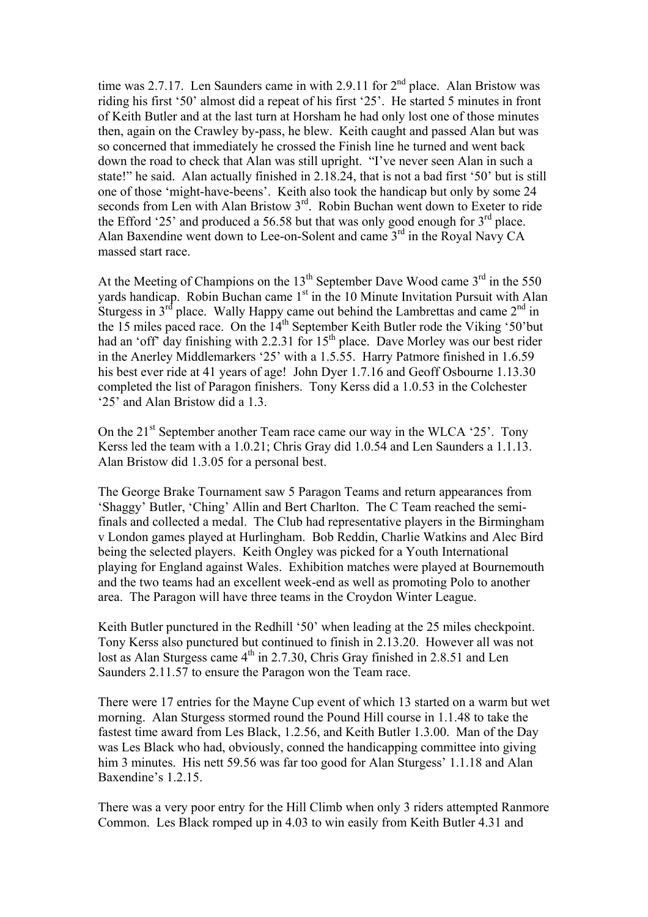time was 2.7.17. Len Saunders came in with 2.9.11 for 2nd place. Alan Bristow was riding his first '50' almost did a repeat of his first '25'. He started 5 minutes in front of Keith Butler and at the last turn at Horsham he had only lost one of those minutes then, again on the Crawley by-pass, he blew. Keith caught and passed Alan but was so concerned that immediately he crossed the Finish line he turned and went back down the road to check that Alan was still upright. "I've never seen Alan in such a state!" he said. Alan actually finished in 2.18.24, that is not a bad first '50' but is still one of those 'might-have-beens'. Keith also took the handicap but only by some 24 seconds from Len with Alan Bristow 3rd. Robin Buchan went down to Exeter to ride the Efford '25' and produced a 56.58 but that was only good enough for 3rd place. Alan Baxendine went down to Lee-on-Solent and came 3rd in the Royal Navy CA massed start race.

At the Meeting of Champions on the 13th September Dave Wood came 3rd in the 550 yards handicap. Robin Buchan came 1st in the 10 Minute Invitation Pursuit with Alan Sturgess in 3rd place. Wally Happy came out behind the Lambrettas and came 2nd in the 15 miles paced race. On the 14th September Keith Butler rode the Viking '50'but had an 'off' day finishing with 2.2.31 for 15th place. Dave Morley was our best rider in the Anerley Middlemarkers '25' with a 1.5.55. Harry Patmore finished in 1.6.59 his best ever ride at 41 years of age! John Dyer 1.7.16 and Geoff Osbourne 1.13.30 completed the list of Paragon finishers. Tony Kerss did a 1.0.53 in the Colchester '25' and Alan Bristow did a 1.3.

On the 21st September another Team race came our way in the WLCA '25'. Tony Kerss led the team with a 1.0.21; Chris Gray did 1.0.54 and Len Saunders a 1.1.13. Alan Bristow did 1.3.05 for a personal best.

The George Brake Tournament saw 5 Paragon Teams and return appearances from 'Shaggy' Butler, 'Ching' Allin and Bert Charlton. The C Team reached the semi-finals and collected a medal. The Club had representative players in the Birmingham v London games played at Hurlingham. Bob Reddin, Charlie Watkins and Alec Bird being the selected players. Keith Ongley was picked for a Youth International playing for England against Wales. Exhibition matches were played at Bournemouth and the two teams had an excellent week-end as well as promoting Polo to another area. The Paragon will have three teams in the Croydon Winter League.

Keith Butler punctured in the Redhill '50' when leading at the 25 miles checkpoint. Tony Kerss also punctured but continued to finish in 2.13.20. However all was not lost as Alan Sturgess came 4th in 2.7.30, Chris Gray finished in 2.8.51 and Len Saunders 2.11.57 to ensure the Paragon won the Team race.

There were 17 entries for the Mayne Cup event of which 13 started on a warm but wet morning. Alan Sturgess stormed round the Pound Hill course in 1.1.48 to take the fastest time award from Les Black, 1.2.56, and Keith Butler 1.3.00. Man of the Day was Les Black who had, obviously, conned the handicapping committee into giving him 3 minutes. His nett 59.56 was far too good for Alan Sturgess' 1.1.18 and Alan Baxendine's 1.2.15.

There was a very poor entry for the Hill Climb when only 3 riders attempted Ranmore Common. Les Black romped up in 4.03 to win easily from Keith Butler 4.31 and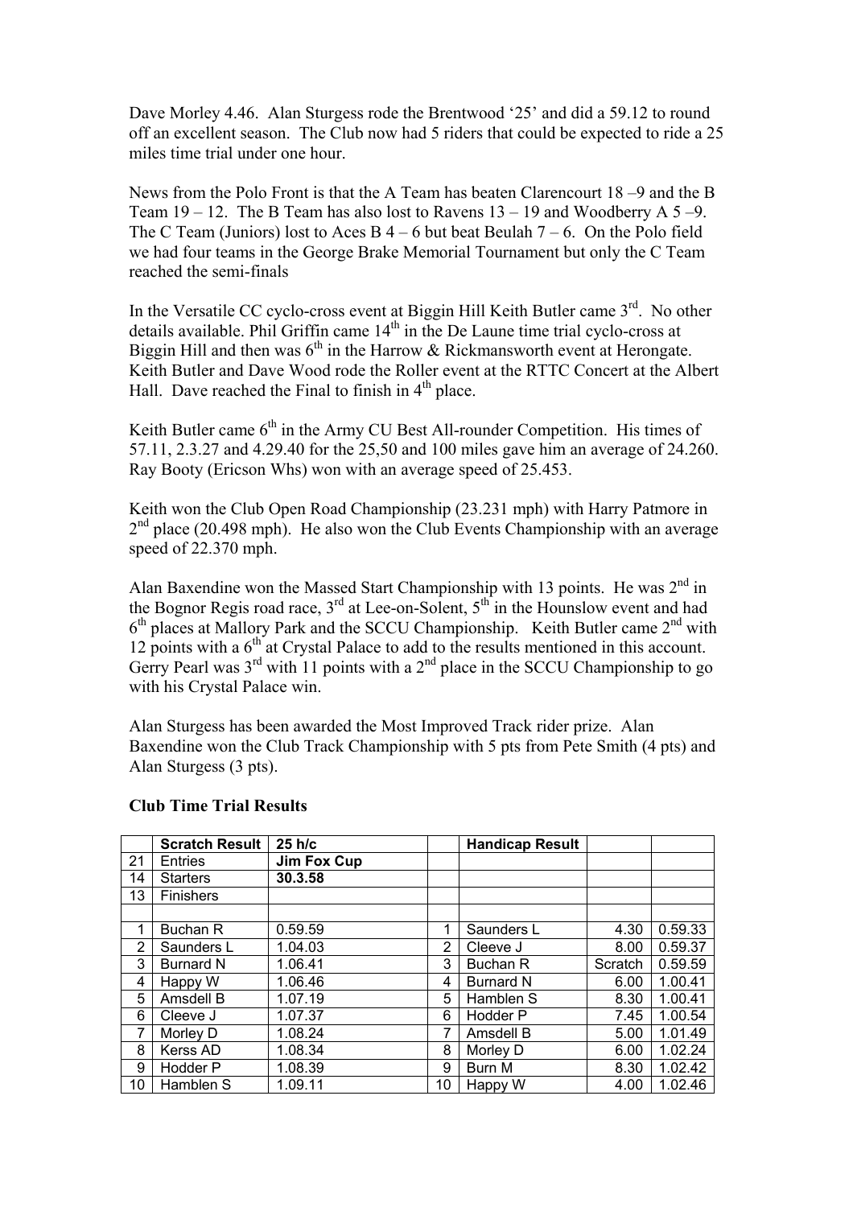Dave Morley 4.46. Alan Sturgess rode the Brentwood '25' and did a 59.12 to round off an excellent season. The Club now had 5 riders that could be expected to ride a 25 miles time trial under one hour.

News from the Polo Front is that the A Team has beaten Clarencourt 18 –9 and the B Team 19 – 12. The B Team has also lost to Ravens 13 – 19 and Woodberry A 5 –9. The C Team (Juniors) lost to Aces B 4 – 6 but beat Beulah 7 – 6. On the Polo field we had four teams in the George Brake Memorial Tournament but only the C Team reached the semi-finals

In the Versatile CC cyclo-cross event at Biggin Hill Keith Butler came 3rd. No other details available. Phil Griffin came 14th in the De Laune time trial cyclo-cross at Biggin Hill and then was 6th in the Harrow & Rickmansworth event at Herongate. Keith Butler and Dave Wood rode the Roller event at the RTTC Concert at the Albert Hall. Dave reached the Final to finish in 4th place.

Keith Butler came 6th in the Army CU Best All-rounder Competition. His times of 57.11, 2.3.27 and 4.29.40 for the 25,50 and 100 miles gave him an average of 24.260. Ray Booty (Ericson Whs) won with an average speed of 25.453.

Keith won the Club Open Road Championship (23.231 mph) with Harry Patmore in 2nd place (20.498 mph). He also won the Club Events Championship with an average speed of 22.370 mph.

Alan Baxendine won the Massed Start Championship with 13 points. He was 2nd in the Bognor Regis road race, 3rd at Lee-on-Solent, 5th in the Hounslow event and had 6th places at Mallory Park and the SCCU Championship. Keith Butler came 2nd with 12 points with a 6th at Crystal Palace to add to the results mentioned in this account. Gerry Pearl was 3rd with 11 points with a 2nd place in the SCCU Championship to go with his Crystal Palace win.

Alan Sturgess has been awarded the Most Improved Track rider prize. Alan Baxendine won the Club Track Championship with 5 pts from Pete Smith (4 pts) and Alan Sturgess (3 pts).

**Club Time Trial Results**

| | Scratch Result | 25 h/c | | Handicap Result | | |
|---|---|---|---|---|---|---|
| 21 | Entries | **Jim Fox Cup** | | | | |
| 14 | Starters | **30.3.58** | | | | |
| 13 | Finishers | | | | | |
| | | | | | | |
| 1 | Buchan R | 0.59.59 | 1 | Saunders L | 4.30 | 0.59.33 |
| 2 | Saunders L | 1.04.03 | 2 | Cleeve J | 8.00 | 0.59.37 |
| 3 | Burnard N | 1.06.41 | 3 | Buchan R | Scratch | 0.59.59 |
| 4 | Happy W | 1.06.46 | 4 | Burnard N | 6.00 | 1.00.41 |
| 5 | Amsdell B | 1.07.19 | 5 | Hamblen S | 8.30 | 1.00.41 |
| 6 | Cleeve J | 1.07.37 | 6 | Hodder P | 7.45 | 1.00.54 |
| 7 | Morley D | 1.08.24 | 7 | Amsdell B | 5.00 | 1.01.49 |
| 8 | Kerss AD | 1.08.34 | 8 | Morley D | 6.00 | 1.02.24 |
| 9 | Hodder P | 1.08.39 | 9 | Burn M | 8.30 | 1.02.42 |
| 10 | Hamblen S | 1.09.11 | 10 | Happy W | 4.00 | 1.02.46 |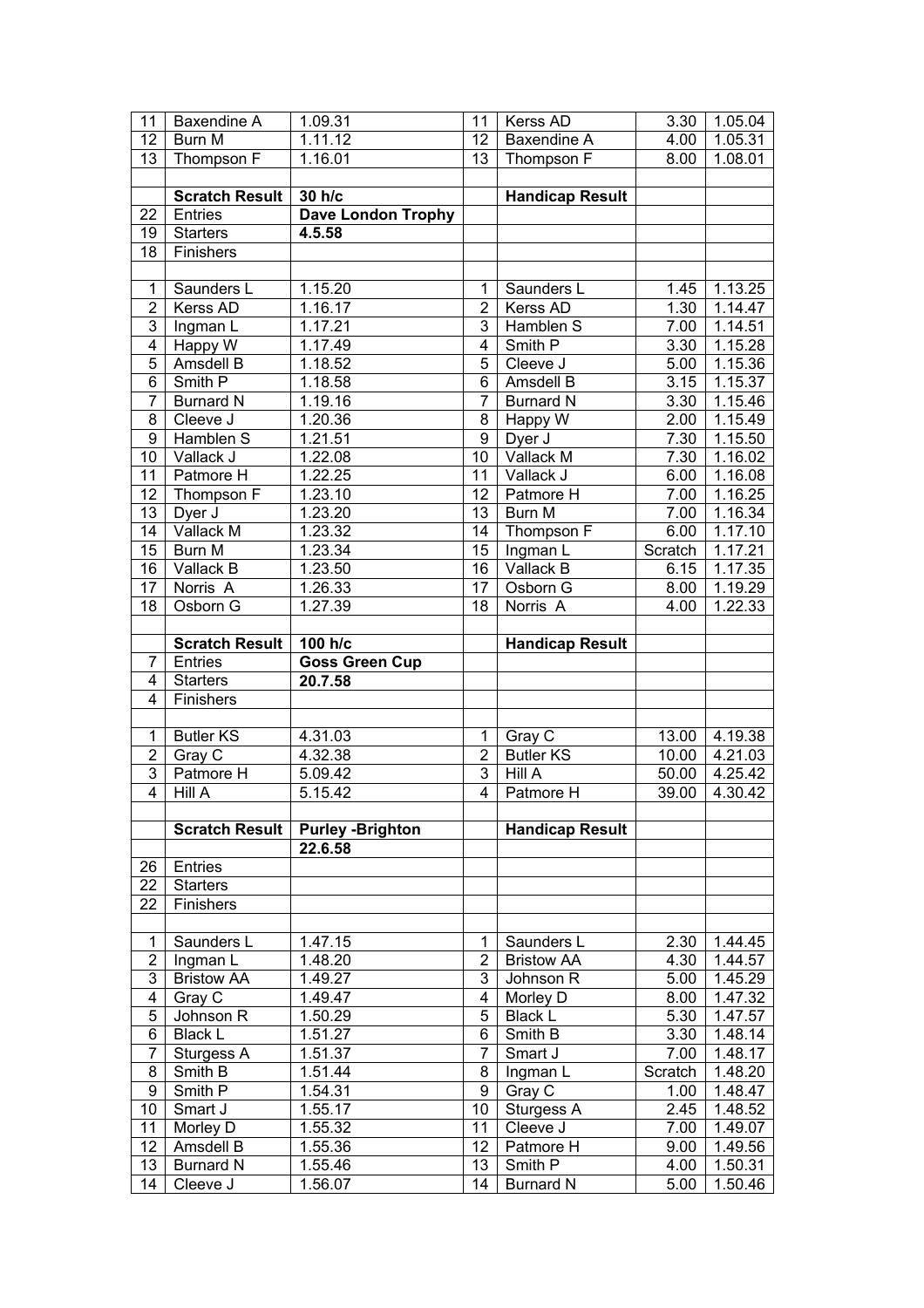| | | | | | | |
|---|---|---|---|---|---|---|
| 11 | Baxendine A | 1.09.31 | 11 | Kerss AD | 3.30 | 1.05.04 |
| 12 | Burn M | 1.11.12 | 12 | Baxendine A | 4.00 | 1.05.31 |
| 13 | Thompson F | 1.16.01 | 13 | Thompson F | 8.00 | 1.08.01 |
| | | | | | | |
| | **Scratch Result** | **30 h/c** | | **Handicap Result** | | |
| 22 | Entries | **Dave London Trophy** | | | | |
| 19 | Starters | **4.5.58** | | | | |
| 18 | Finishers | | | | | |
| | | | | | | |
| 1 | Saunders L | 1.15.20 | 1 | Saunders L | 1.45 | 1.13.25 |
| 2 | Kerss AD | 1.16.17 | 2 | Kerss AD | 1.30 | 1.14.47 |
| 3 | Ingman L | 1.17.21 | 3 | Hamblen S | 7.00 | 1.14.51 |
| 4 | Happy W | 1.17.49 | 4 | Smith P | 3.30 | 1.15.28 |
| 5 | Amsdell B | 1.18.52 | 5 | Cleeve J | 5.00 | 1.15.36 |
| 6 | Smith P | 1.18.58 | 6 | Amsdell B | 3.15 | 1.15.37 |
| 7 | Burnard N | 1.19.16 | 7 | Burnard N | 3.30 | 1.15.46 |
| 8 | Cleeve J | 1.20.36 | 8 | Happy W | 2.00 | 1.15.49 |
| 9 | Hamblen S | 1.21.51 | 9 | Dyer J | 7.30 | 1.15.50 |
| 10 | Vallack J | 1.22.08 | 10 | Vallack M | 7.30 | 1.16.02 |
| 11 | Patmore H | 1.22.25 | 11 | Vallack J | 6.00 | 1.16.08 |
| 12 | Thompson F | 1.23.10 | 12 | Patmore H | 7.00 | 1.16.25 |
| 13 | Dyer J | 1.23.20 | 13 | Burn M | 7.00 | 1.16.34 |
| 14 | Vallack M | 1.23.32 | 14 | Thompson F | 6.00 | 1.17.10 |
| 15 | Burn M | 1.23.34 | 15 | Ingman L | Scratch | 1.17.21 |
| 16 | Vallack B | 1.23.50 | 16 | Vallack B | 6.15 | 1.17.35 |
| 17 | Norris A | 1.26.33 | 17 | Osborn G | 8.00 | 1.19.29 |
| 18 | Osborn G | 1.27.39 | 18 | Norris A | 4.00 | 1.22.33 |
| | | | | | | |
| | **Scratch Result** | **100 h/c** | | **Handicap Result** | | |
| 7 | Entries | **Goss Green Cup** | | | | |
| 4 | Starters | **20.7.58** | | | | |
| 4 | Finishers | | | | | |
| | | | | | | |
| 1 | Butler KS | 4.31.03 | 1 | Gray C | 13.00 | 4.19.38 |
| 2 | Gray C | 4.32.38 | 2 | Butler KS | 10.00 | 4.21.03 |
| 3 | Patmore H | 5.09.42 | 3 | Hill A | 50.00 | 4.25.42 |
| 4 | Hill A | 5.15.42 | 4 | Patmore H | 39.00 | 4.30.42 |
| | | | | | | |
| | **Scratch Result** | **Purley -Brighton** | | **Handicap Result** | | |
| | | **22.6.58** | | | | |
| 26 | Entries | | | | | |
| 22 | Starters | | | | | |
| 22 | Finishers | | | | | |
| | | | | | | |
| 1 | Saunders L | 1.47.15 | 1 | Saunders L | 2.30 | 1.44.45 |
| 2 | Ingman L | 1.48.20 | 2 | Bristow AA | 4.30 | 1.44.57 |
| 3 | Bristow AA | 1.49.27 | 3 | Johnson R | 5.00 | 1.45.29 |
| 4 | Gray C | 1.49.47 | 4 | Morley D | 8.00 | 1.47.32 |
| 5 | Johnson R | 1.50.29 | 5 | Black L | 5.30 | 1.47.57 |
| 6 | Black L | 1.51.27 | 6 | Smith B | 3.30 | 1.48.14 |
| 7 | Sturgess A | 1.51.37 | 7 | Smart J | 7.00 | 1.48.17 |
| 8 | Smith B | 1.51.44 | 8 | Ingman L | Scratch | 1.48.20 |
| 9 | Smith P | 1.54.31 | 9 | Gray C | 1.00 | 1.48.47 |
| 10 | Smart J | 1.55.17 | 10 | Sturgess A | 2.45 | 1.48.52 |
| 11 | Morley D | 1.55.32 | 11 | Cleeve J | 7.00 | 1.49.07 |
| 12 | Amsdell B | 1.55.36 | 12 | Patmore H | 9.00 | 1.49.56 |
| 13 | Burnard N | 1.55.46 | 13 | Smith P | 4.00 | 1.50.31 |
| 14 | Cleeve J | 1.56.07 | 14 | Burnard N | 5.00 | 1.50.46 |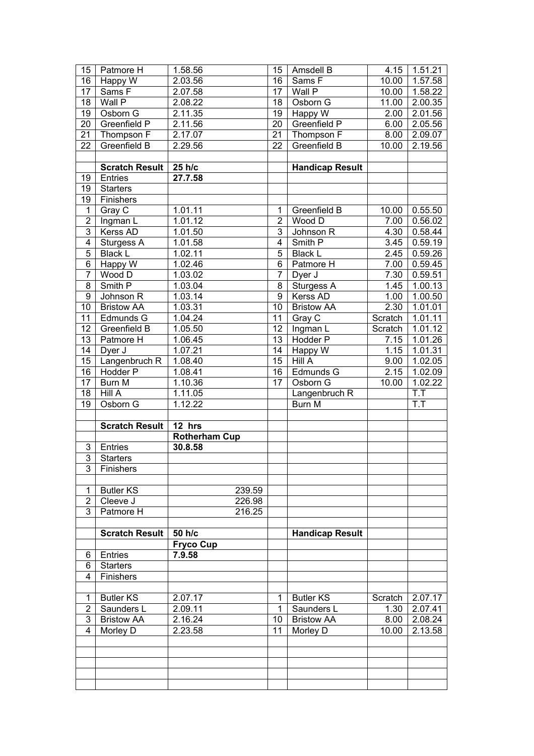| | | | | | | |
|---|---|---|---|---|---|---|
| 15 | Patmore H | 1.58.56 | 15 | Amsdell B | 4.15 | 1.51.21 |
| 16 | Happy W | 2.03.56 | 16 | Sams F | 10.00 | 1.57.58 |
| 17 | Sams F | 2.07.58 | 17 | Wall P | 10.00 | 1.58.22 |
| 18 | Wall P | 2.08.22 | 18 | Osborn G | 11.00 | 2.00.35 |
| 19 | Osborn G | 2.11.35 | 19 | Happy W | 2.00 | 2.01.56 |
| 20 | Greenfield P | 2.11.56 | 20 | Greenfield P | 6.00 | 2.05.56 |
| 21 | Thompson F | 2.17.07 | 21 | Thompson F | 8.00 | 2.09.07 |
| 22 | Greenfield B | 2.29.56 | 22 | Greenfield B | 10.00 | 2.19.56 |
| | | | | | | |
| | **Scratch Result** | **25 h/c** | | **Handicap Result** | | |
| 19 | Entries | **27.7.58** | | | | |
| 19 | Starters | | | | | |
| 19 | Finishers | | | | | |
| 1 | Gray C | 1.01.11 | 1 | Greenfield B | 10.00 | 0.55.50 |
| 2 | Ingman L | 1.01.12 | 2 | Wood D | 7.00 | 0.56.02 |
| 3 | Kerss AD | 1.01.50 | 3 | Johnson R | 4.30 | 0.58.44 |
| 4 | Sturgess A | 1.01.58 | 4 | Smith P | 3.45 | 0.59.19 |
| 5 | Black L | 1.02.11 | 5 | Black L | 2.45 | 0.59.26 |
| 6 | Happy W | 1.02.46 | 6 | Patmore H | 7.00 | 0.59.45 |
| 7 | Wood D | 1.03.02 | 7 | Dyer J | 7.30 | 0.59.51 |
| 8 | Smith P | 1.03.04 | 8 | Sturgess A | 1.45 | 1.00.13 |
| 9 | Johnson R | 1.03.14 | 9 | Kerss AD | 1.00 | 1.00.50 |
| 10 | Bristow AA | 1.03.31 | 10 | Bristow AA | 2.30 | 1.01.01 |
| 11 | Edmunds G | 1.04.24 | 11 | Gray C | Scratch | 1.01.11 |
| 12 | Greenfield B | 1.05.50 | 12 | Ingman L | Scratch | 1.01.12 |
| 13 | Patmore H | 1.06.45 | 13 | Hodder P | 7.15 | 1.01.26 |
| 14 | Dyer J | 1.07.21 | 14 | Happy W | 1.15 | 1.01.31 |
| 15 | Langenbruch R | 1.08.40 | 15 | Hill A | 9.00 | 1.02.05 |
| 16 | Hodder P | 1.08.41 | 16 | Edmunds G | 2.15 | 1.02.09 |
| 17 | Burn M | 1.10.36 | 17 | Osborn G | 10.00 | 1.02.22 |
| 18 | Hill A | 1.11.05 | | Langenbruch R | | T.T |
| 19 | Osborn G | 1.12.22 | | Burn M | | T.T |
| | | | | | | |
| | **Scratch Result** | **12 hrs** | | | | |
| | | **Rotherham Cup** | | | | |
| 3 | Entries | **30.8.58** | | | | |
| 3 | Starters | | | | | |
| 3 | Finishers | | | | | |
| | | | | | | |
| 1 | Butler KS | 239.59 | | | | |
| 2 | Cleeve J | 226.98 | | | | |
| 3 | Patmore H | 216.25 | | | | |
| | | | | | | |
| | **Scratch Result** | **50 h/c** | | **Handicap Result** | | |
| | | **Fryco Cup** | | | | |
| 6 | Entries | **7.9.58** | | | | |
| 6 | Starters | | | | | |
| 4 | Finishers | | | | | |
| | | | | | | |
| 1 | Butler KS | 2.07.17 | 1 | Butler KS | Scratch | 2.07.17 |
| 2 | Saunders L | 2.09.11 | 1 | Saunders L | 1.30 | 2.07.41 |
| 3 | Bristow AA | 2.16.24 | 10 | Bristow AA | 8.00 | 2.08.24 |
| 4 | Morley D | 2.23.58 | 11 | Morley D | 10.00 | 2.13.58 |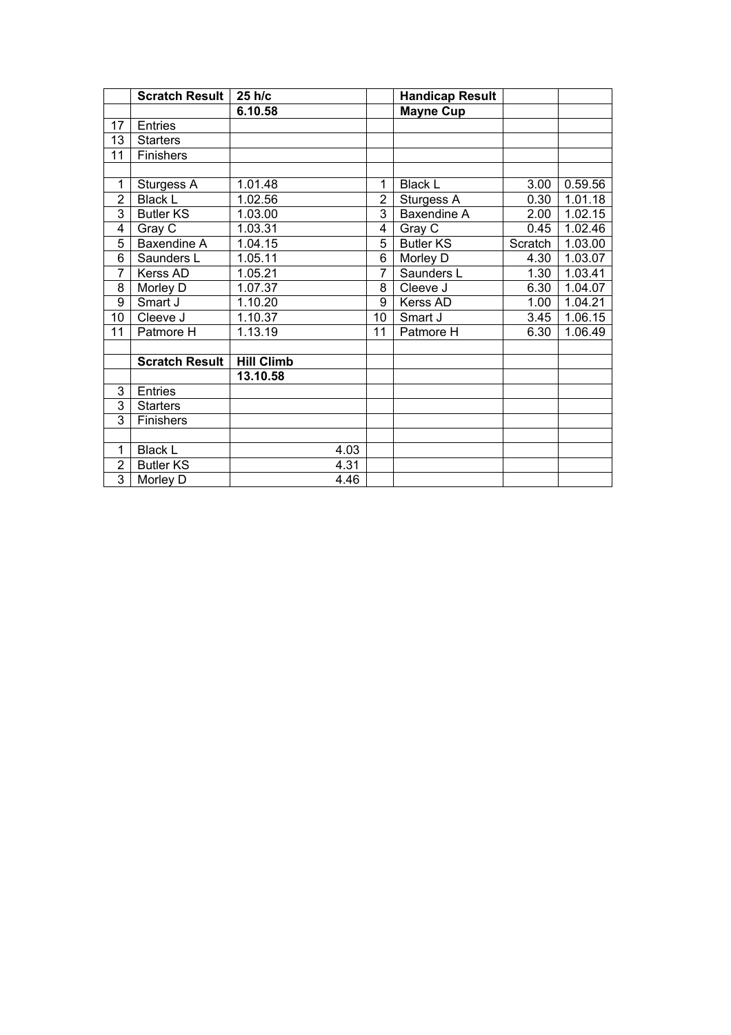| | | | | | | |
|---|---|---|---|---|---|---|
| | **Scratch Result** | **25 h/c** | | **Handicap Result** | | |
| | | **6.10.58** | | **Mayne Cup** | | |
| 17 | Entries | | | | | |
| 13 | Starters | | | | | |
| 11 | Finishers | | | | | |
| | | | | | | |
| 1 | Sturgess A | 1.01.48 | 1 | Black L | 3.00 | 0.59.56 |
| 2 | Black L | 1.02.56 | 2 | Sturgess A | 0.30 | 1.01.18 |
| 3 | Butler KS | 1.03.00 | 3 | Baxendine A | 2.00 | 1.02.15 |
| 4 | Gray C | 1.03.31 | 4 | Gray C | 0.45 | 1.02.46 |
| 5 | Baxendine A | 1.04.15 | 5 | Butler KS | Scratch | 1.03.00 |
| 6 | Saunders L | 1.05.11 | 6 | Morley D | 4.30 | 1.03.07 |
| 7 | Kerss AD | 1.05.21 | 7 | Saunders L | 1.30 | 1.03.41 |
| 8 | Morley D | 1.07.37 | 8 | Cleeve J | 6.30 | 1.04.07 |
| 9 | Smart J | 1.10.20 | 9 | Kerss AD | 1.00 | 1.04.21 |
| 10 | Cleeve J | 1.10.37 | 10 | Smart J | 3.45 | 1.06.15 |
| 11 | Patmore H | 1.13.19 | 11 | Patmore H | 6.30 | 1.06.49 |
| | | | | | | |
| | **Scratch Result** | **Hill Climb** | | | | |
| | | **13.10.58** | | | | |
| 3 | Entries | | | | | |
| 3 | Starters | | | | | |
| 3 | Finishers | | | | | |
| | | | | | | |
| 1 | Black L | 4.03 | | | | |
| 2 | Butler KS | 4.31 | | | | |
| 3 | Morley D | 4.46 | | | | |